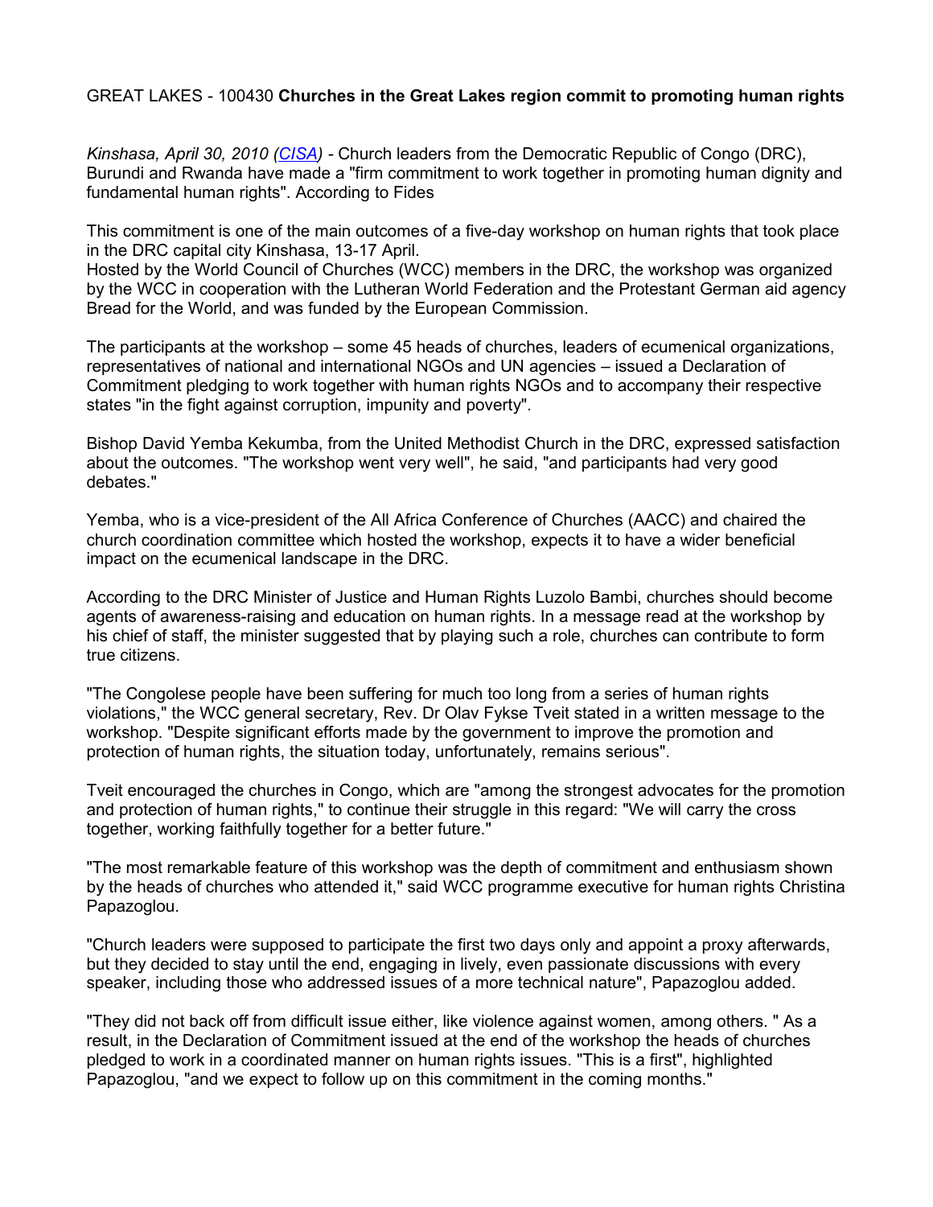GREAT LAKES - 100430 **Churches in the Great Lakes region commit to promoting human rights**

*Kinshasa, April 30, 2010 (CISA)* - Church leaders from the Democratic Republic of Congo (DRC), Burundi and Rwanda have made a "firm commitment to work together in promoting human dignity and fundamental human rights". According to Fides

This commitment is one of the main outcomes of a five-day workshop on human rights that took place in the DRC capital city Kinshasa, 13-17 April.
Hosted by the World Council of Churches (WCC) members in the DRC, the workshop was organized by the WCC in cooperation with the Lutheran World Federation and the Protestant German aid agency Bread for the World, and was funded by the European Commission.

The participants at the workshop – some 45 heads of churches, leaders of ecumenical organizations, representatives of national and international NGOs and UN agencies – issued a Declaration of Commitment pledging to work together with human rights NGOs and to accompany their respective states "in the fight against corruption, impunity and poverty".

Bishop David Yemba Kekumba, from the United Methodist Church in the DRC, expressed satisfaction about the outcomes. "The workshop went very well", he said, "and participants had very good debates."

Yemba, who is a vice-president of the All Africa Conference of Churches (AACC) and chaired the church coordination committee which hosted the workshop, expects it to have a wider beneficial impact on the ecumenical landscape in the DRC.

According to the DRC Minister of Justice and Human Rights Luzolo Bambi, churches should become agents of awareness-raising and education on human rights. In a message read at the workshop by his chief of staff, the minister suggested that by playing such a role, churches can contribute to form true citizens.

"The Congolese people have been suffering for much too long from a series of human rights violations," the WCC general secretary, Rev. Dr Olav Fykse Tveit stated in a written message to the workshop. "Despite significant efforts made by the government to improve the promotion and protection of human rights, the situation today, unfortunately, remains serious".

Tveit encouraged the churches in Congo, which are "among the strongest advocates for the promotion and protection of human rights," to continue their struggle in this regard: "We will carry the cross together, working faithfully together for a better future."

"The most remarkable feature of this workshop was the depth of commitment and enthusiasm shown by the heads of churches who attended it," said WCC programme executive for human rights Christina Papazoglou.

"Church leaders were supposed to participate the first two days only and appoint a proxy afterwards, but they decided to stay until the end, engaging in lively, even passionate discussions with every speaker, including those who addressed issues of a more technical nature", Papazoglou added.

"They did not back off from difficult issue either, like violence against women, among others. " As a result, in the Declaration of Commitment issued at the end of the workshop the heads of churches pledged to work in a coordinated manner on human rights issues. "This is a first", highlighted Papazoglou, "and we expect to follow up on this commitment in the coming months."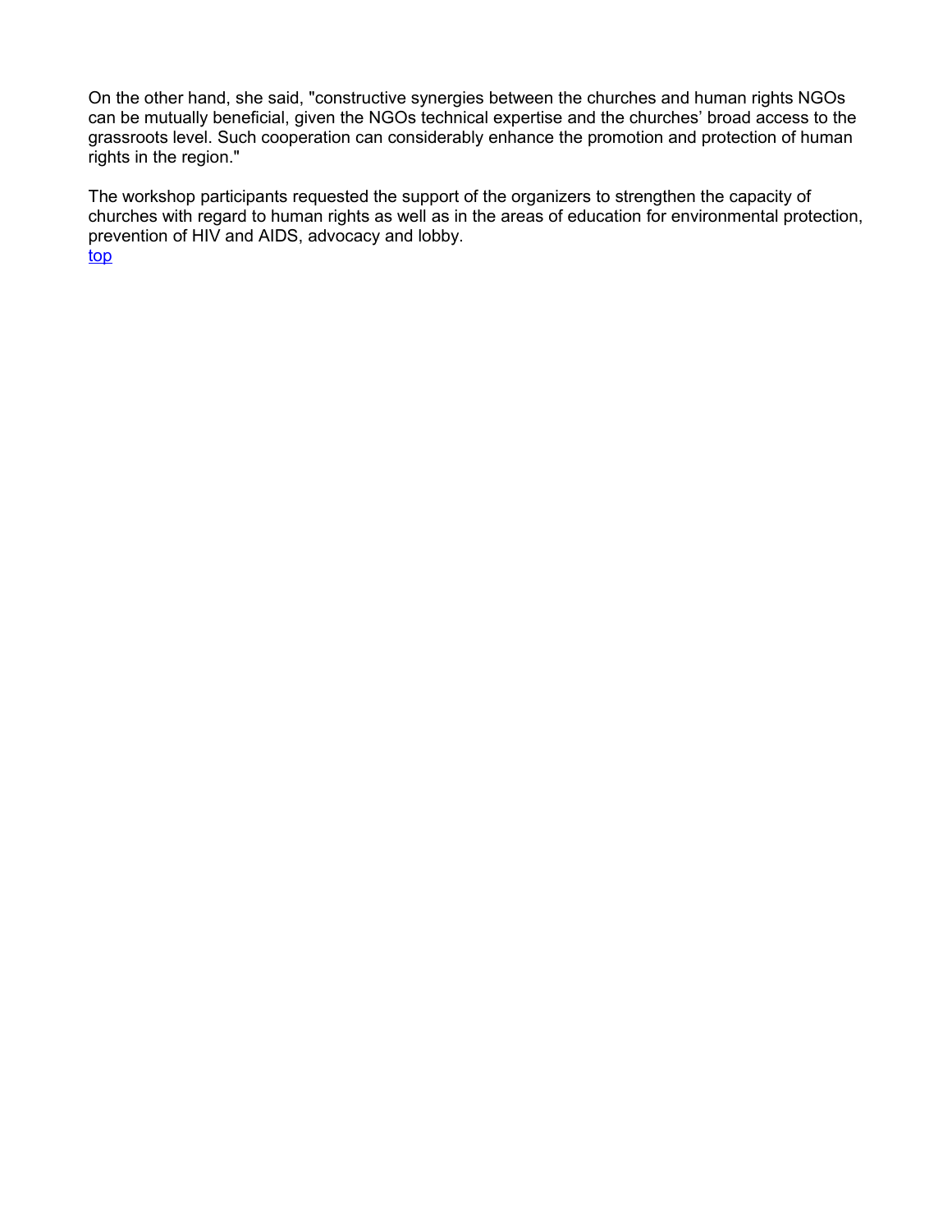On the other hand, she said, "constructive synergies between the churches and human rights NGOs can be mutually beneficial, given the NGOs technical expertise and the churches' broad access to the grassroots level. Such cooperation can considerably enhance the promotion and protection of human rights in the region."

The workshop participants requested the support of the organizers to strengthen the capacity of churches with regard to human rights as well as in the areas of education for environmental protection, prevention of HIV and AIDS, advocacy and lobby.

top